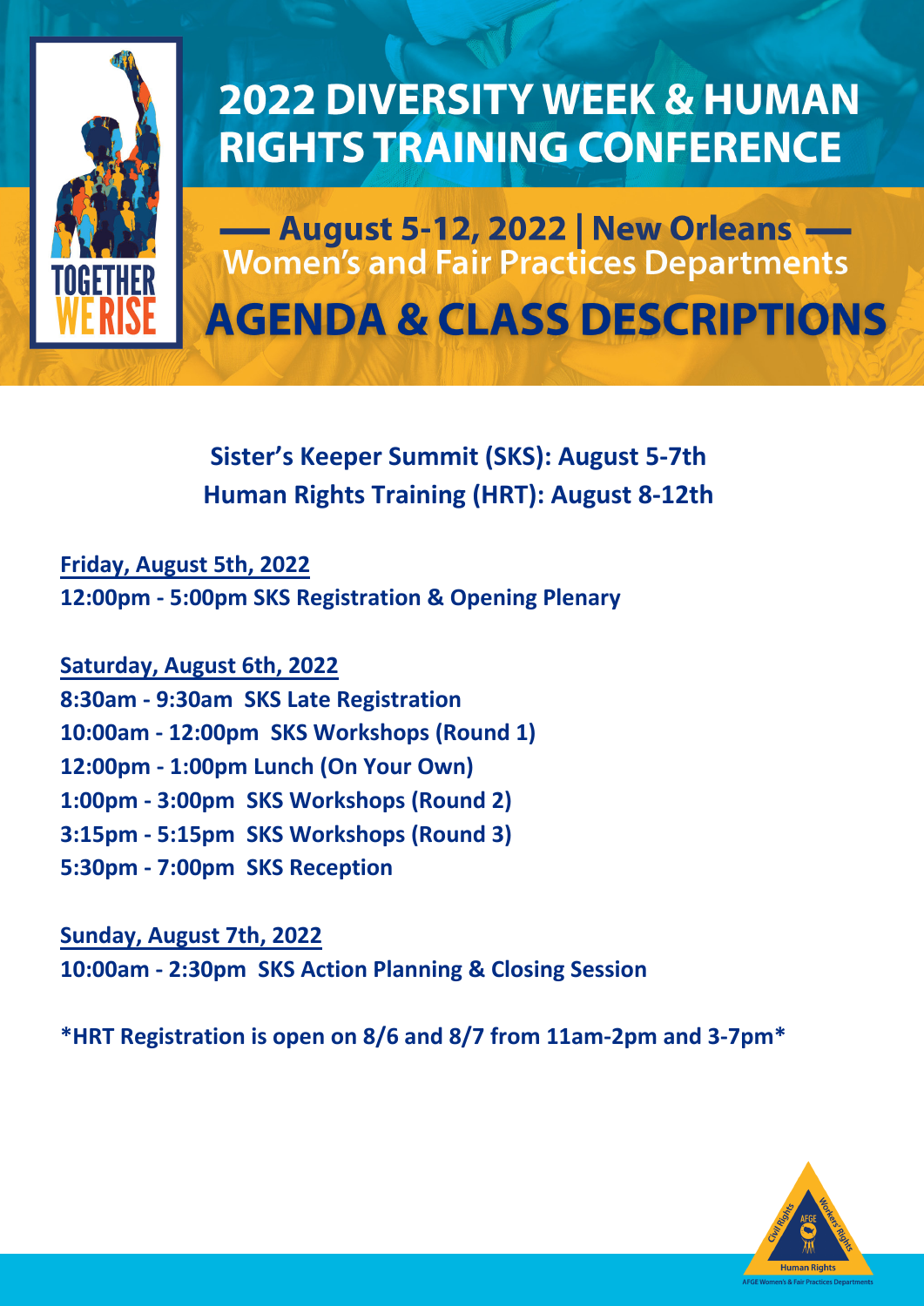# 2022 DIVERSITY WEEK & HUMAN RIGHTS TRAINING CONFERENCE

TOGETHER WE RISE

## — August 5-12, 2022 | New Orleans —

Women's and Fair Practices Departments

# AGENDA & CLASS DESCRIPTIONS

**Sister's Keeper Summit (SKS): August 5-7th**
**Human Rights Training (HRT): August 8-12th**

**Friday, August 5th, 2022**

**12:00pm - 5:00pm SKS Registration & Opening Plenary**

**Saturday, August 6th, 2022**

**8:30am - 9:30am SKS Late Registration**
**10:00am - 12:00pm SKS Workshops (Round 1)**
**12:00pm - 1:00pm Lunch (On Your Own)**
**1:00pm - 3:00pm SKS Workshops (Round 2)**
**3:15pm - 5:15pm SKS Workshops (Round 3)**
**5:30pm - 7:00pm SKS Reception**

**Sunday, August 7th, 2022**

**10:00am - 2:30pm SKS Action Planning & Closing Session**

**\*HRT Registration is open on 8/6 and 8/7 from 11am-2pm and 3-7pm\***

Civil Rights · Workers Rights · AFGE · Human Rights

AFGE Women's & Fair Practices Departments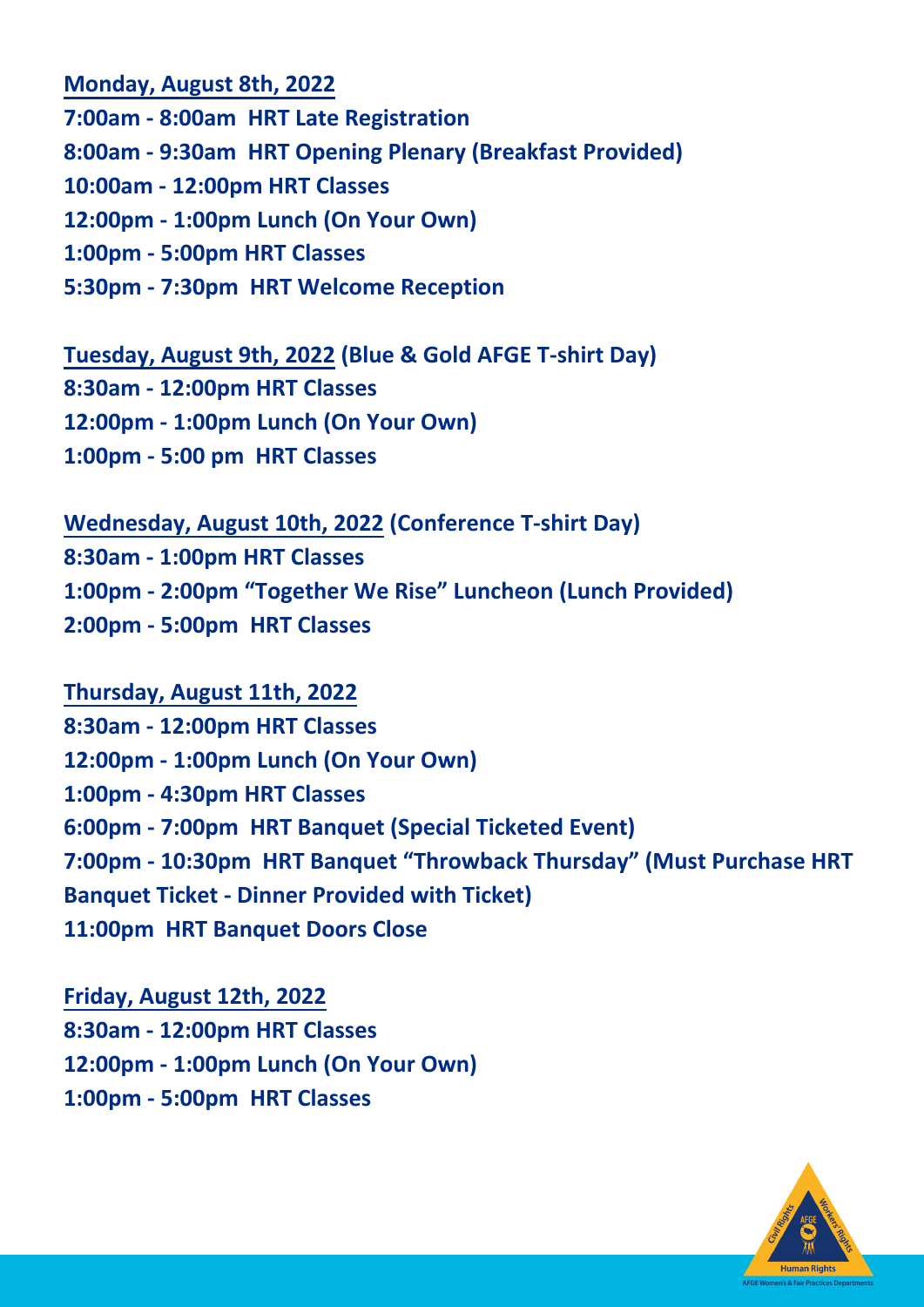**Monday, August 8th, 2022**

**7:00am - 8:00am HRT Late Registration**

**8:00am - 9:30am HRT Opening Plenary (Breakfast Provided)**

**10:00am - 12:00pm HRT Classes**

**12:00pm - 1:00pm Lunch (On Your Own)**

**1:00pm - 5:00pm HRT Classes**

**5:30pm - 7:30pm HRT Welcome Reception**

**Tuesday, August 9th, 2022 (Blue & Gold AFGE T-shirt Day)**

**8:30am - 12:00pm HRT Classes**

**12:00pm - 1:00pm Lunch (On Your Own)**

**1:00pm - 5:00 pm HRT Classes**

**Wednesday, August 10th, 2022 (Conference T-shirt Day)**

**8:30am - 1:00pm HRT Classes**

**1:00pm - 2:00pm "Together We Rise" Luncheon (Lunch Provided)**

**2:00pm - 5:00pm HRT Classes**

**Thursday, August 11th, 2022**

**8:30am - 12:00pm HRT Classes**

**12:00pm - 1:00pm Lunch (On Your Own)**

**1:00pm - 4:30pm HRT Classes**

**6:00pm - 7:00pm HRT Banquet (Special Ticketed Event)**

**7:00pm - 10:30pm HRT Banquet "Throwback Thursday" (Must Purchase HRT Banquet Ticket - Dinner Provided with Ticket)**

**11:00pm HRT Banquet Doors Close**

**Friday, August 12th, 2022**

**8:30am - 12:00pm HRT Classes**

**12:00pm - 1:00pm Lunch (On Your Own)**

**1:00pm - 5:00pm HRT Classes**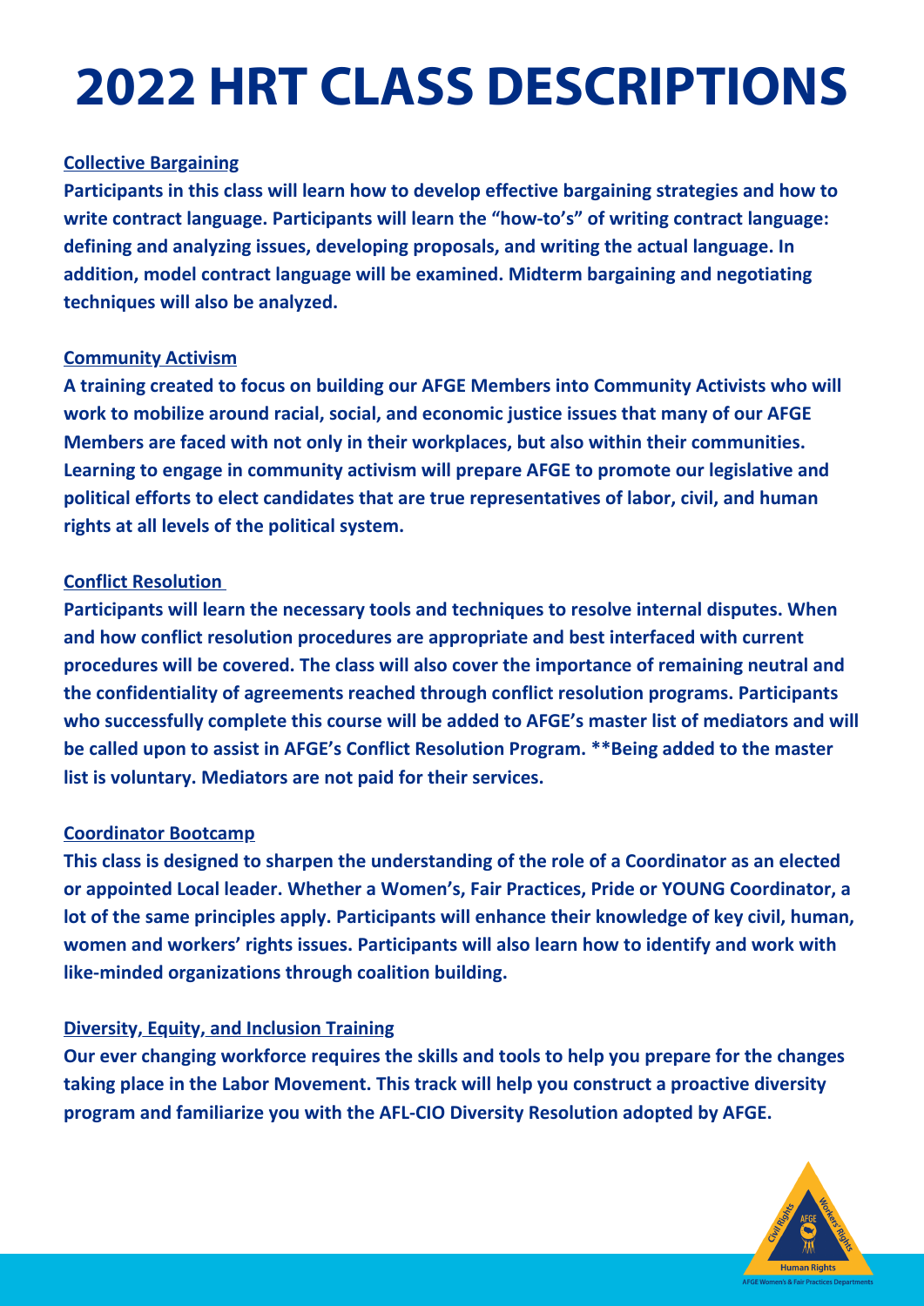# 2022 HRT CLASS DESCRIPTIONS

**Collective Bargaining**

**Participants in this class will learn how to develop effective bargaining strategies and how to write contract language. Participants will learn the "how-to's" of writing contract language: defining and analyzing issues, developing proposals, and writing the actual language. In addition, model contract language will be examined. Midterm bargaining and negotiating techniques will also be analyzed.**

**Community Activism**

**A training created to focus on building our AFGE Members into Community Activists who will work to mobilize around racial, social, and economic justice issues that many of our AFGE Members are faced with not only in their workplaces, but also within their communities. Learning to engage in community activism will prepare AFGE to promote our legislative and political efforts to elect candidates that are true representatives of labor, civil, and human rights at all levels of the political system.**

**Conflict Resolution**

**Participants will learn the necessary tools and techniques to resolve internal disputes. When and how conflict resolution procedures are appropriate and best interfaced with current procedures will be covered. The class will also cover the importance of remaining neutral and the confidentiality of agreements reached through conflict resolution programs. Participants who successfully complete this course will be added to AFGE's master list of mediators and will be called upon to assist in AFGE's Conflict Resolution Program. **Being added to the master list is voluntary. Mediators are not paid for their services.**

**Coordinator Bootcamp**

**This class is designed to sharpen the understanding of the role of a Coordinator as an elected or appointed Local leader. Whether a Women's, Fair Practices, Pride or YOUNG Coordinator, a lot of the same principles apply. Participants will enhance their knowledge of key civil, human, women and workers' rights issues. Participants will also learn how to identify and work with like-minded organizations through coalition building.**

**Diversity, Equity, and Inclusion Training**

**Our ever changing workforce requires the skills and tools to help you prepare for the changes taking place in the Labor Movement. This track will help you construct a proactive diversity program and familiarize you with the AFL-CIO Diversity Resolution adopted by AFGE.**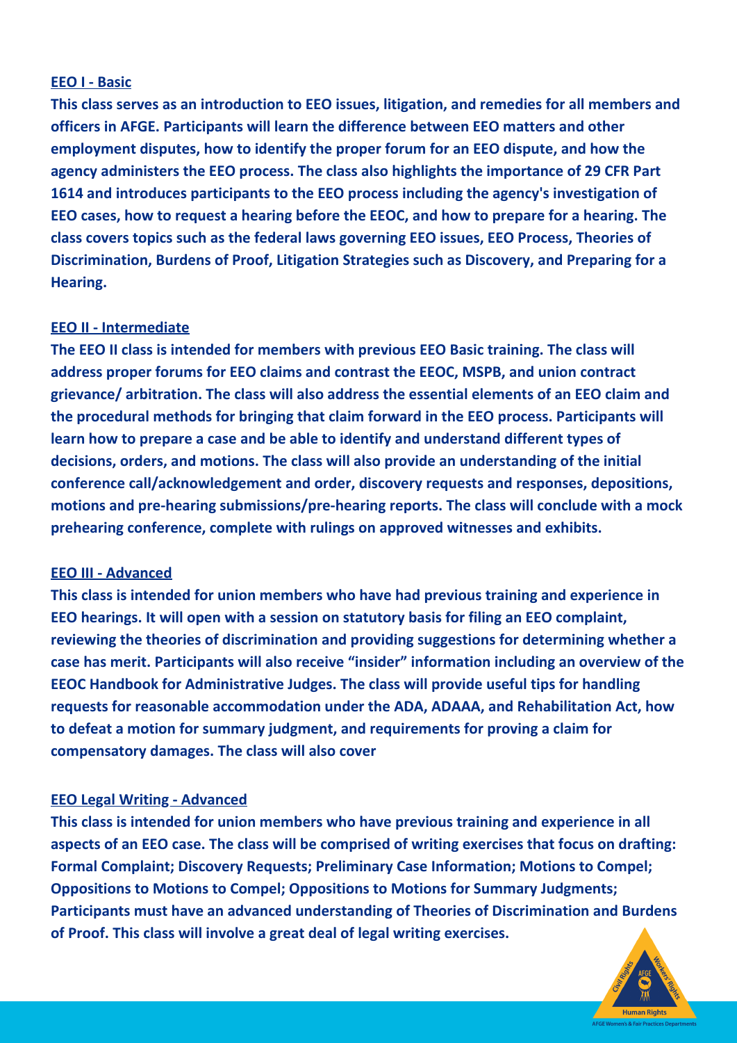**EEO I - Basic**

**This class serves as an introduction to EEO issues, litigation, and remedies for all members and officers in AFGE. Participants will learn the difference between EEO matters and other employment disputes, how to identify the proper forum for an EEO dispute, and how the agency administers the EEO process. The class also highlights the importance of 29 CFR Part 1614 and introduces participants to the EEO process including the agency's investigation of EEO cases, how to request a hearing before the EEOC, and how to prepare for a hearing. The class covers topics such as the federal laws governing EEO issues, EEO Process, Theories of Discrimination, Burdens of Proof, Litigation Strategies such as Discovery, and Preparing for a Hearing.**

**EEO II - Intermediate**

**The EEO II class is intended for members with previous EEO Basic training. The class will address proper forums for EEO claims and contrast the EEOC, MSPB, and union contract grievance/ arbitration. The class will also address the essential elements of an EEO claim and the procedural methods for bringing that claim forward in the EEO process. Participants will learn how to prepare a case and be able to identify and understand different types of decisions, orders, and motions. The class will also provide an understanding of the initial conference call/acknowledgement and order, discovery requests and responses, depositions, motions and pre-hearing submissions/pre-hearing reports. The class will conclude with a mock prehearing conference, complete with rulings on approved witnesses and exhibits.**

**EEO III - Advanced**

**This class is intended for union members who have had previous training and experience in EEO hearings. It will open with a session on statutory basis for filing an EEO complaint, reviewing the theories of discrimination and providing suggestions for determining whether a case has merit. Participants will also receive "insider" information including an overview of the EEOC Handbook for Administrative Judges. The class will provide useful tips for handling requests for reasonable accommodation under the ADA, ADAAA, and Rehabilitation Act, how to defeat a motion for summary judgment, and requirements for proving a claim for compensatory damages. The class will also cover**

**EEO Legal Writing - Advanced**

**This class is intended for union members who have previous training and experience in all aspects of an EEO case. The class will be comprised of writing exercises that focus on drafting: Formal Complaint; Discovery Requests; Preliminary Case Information; Motions to Compel; Oppositions to Motions to Compel; Oppositions to Motions for Summary Judgments; Participants must have an advanced understanding of Theories of Discrimination and Burdens of Proof. This class will involve a great deal of legal writing exercises.**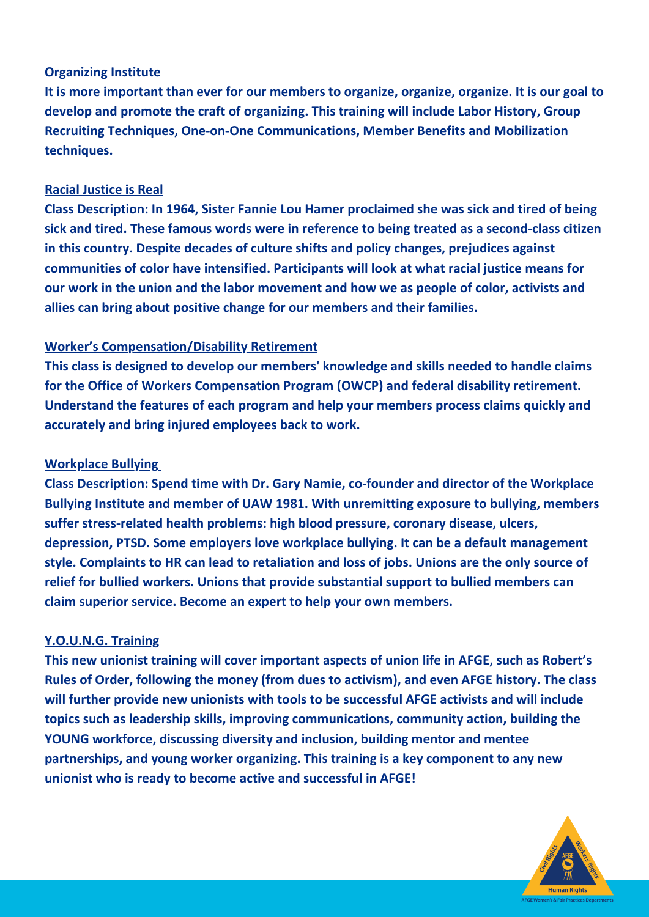### Organizing Institute

**It is more important than ever for our members to organize, organize, organize. It is our goal to develop and promote the craft of organizing. This training will include Labor History, Group Recruiting Techniques, One-on-One Communications, Member Benefits and Mobilization techniques.**

### Racial Justice is Real

**Class Description: In 1964, Sister Fannie Lou Hamer proclaimed she was sick and tired of being sick and tired. These famous words were in reference to being treated as a second-class citizen in this country. Despite decades of culture shifts and policy changes, prejudices against communities of color have intensified. Participants will look at what racial justice means for our work in the union and the labor movement and how we as people of color, activists and allies can bring about positive change for our members and their families.**

### Worker's Compensation/Disability Retirement

**This class is designed to develop our members' knowledge and skills needed to handle claims for the Office of Workers Compensation Program (OWCP) and federal disability retirement. Understand the features of each program and help your members process claims quickly and accurately and bring injured employees back to work.**

### Workplace Bullying

**Class Description: Spend time with Dr. Gary Namie, co-founder and director of the Workplace Bullying Institute and member of UAW 1981. With unremitting exposure to bullying, members suffer stress-related health problems: high blood pressure, coronary disease, ulcers, depression, PTSD. Some employers love workplace bullying. It can be a default management style. Complaints to HR can lead to retaliation and loss of jobs. Unions are the only source of relief for bullied workers. Unions that provide substantial support to bullied members can claim superior service. Become an expert to help your own members.**

### Y.O.U.N.G. Training

**This new unionist training will cover important aspects of union life in AFGE, such as Robert's Rules of Order, following the money (from dues to activism), and even AFGE history. The class will further provide new unionists with tools to be successful AFGE activists and will include topics such as leadership skills, improving communications, community action, building the YOUNG workforce, discussing diversity and inclusion, building mentor and mentee partnerships, and young worker organizing. This training is a key component to any new unionist who is ready to become active and successful in AFGE!**